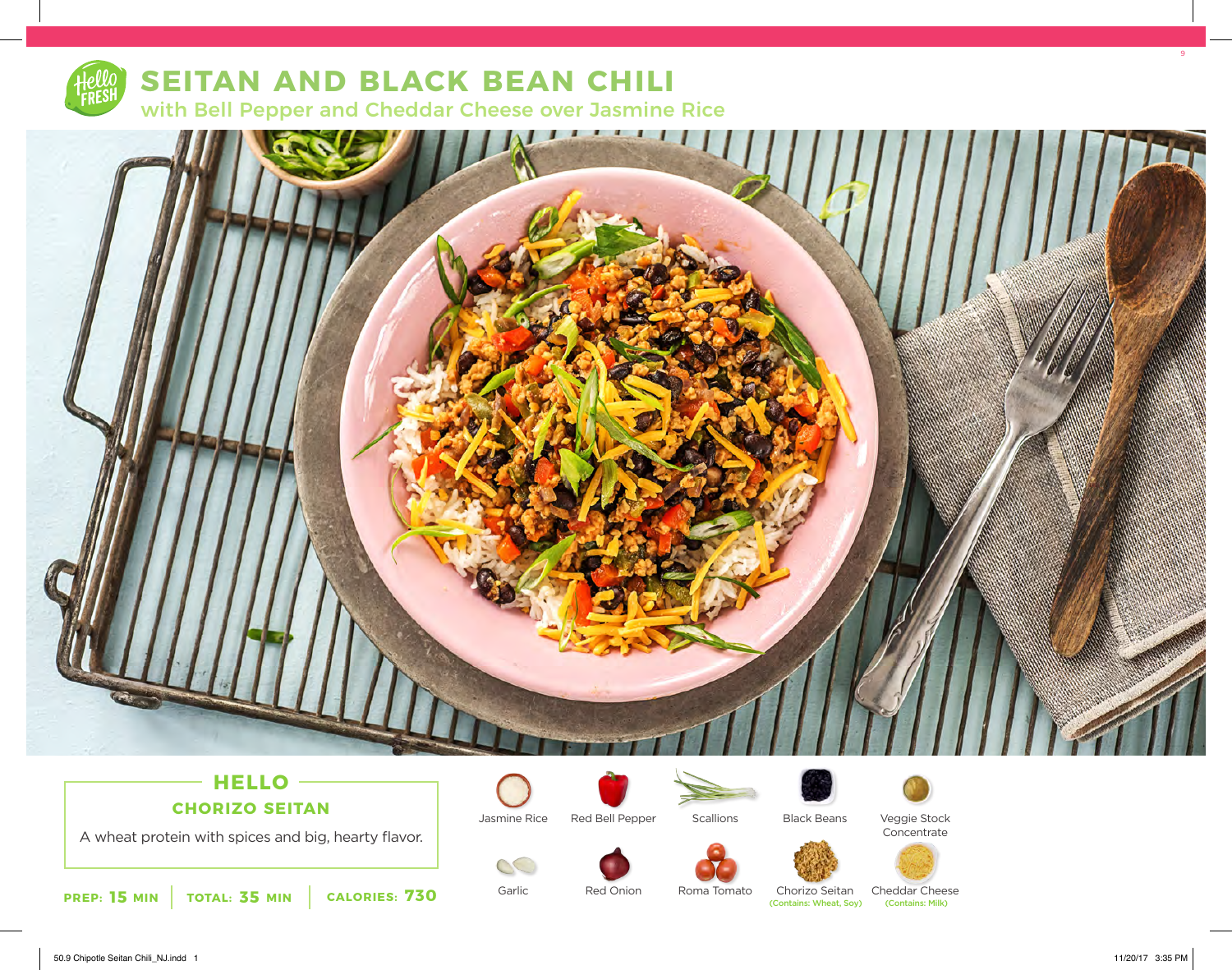# SEITAN AND BLACK BEAN CHILI

## with Bell Pepper and Cheddar Cheese over Jasmine Rice

### HELLO

**CHORIZO SEITAN**

A wheat protein with spices and big, hearty flavor.

**PREP: 15 MIN** | **TOTAL: 35 MIN** | **CALORIES: 730**

- Jasmine Rice
- Red Bell Pepper
- Scallions
- Black Beans
- Veggie Stock Concentrate
- Garlic
- Red Onion
- Roma Tomato
- Chorizo Seitan (Contains: Wheat, Soy)
- Cheddar Cheese (Contains: Milk)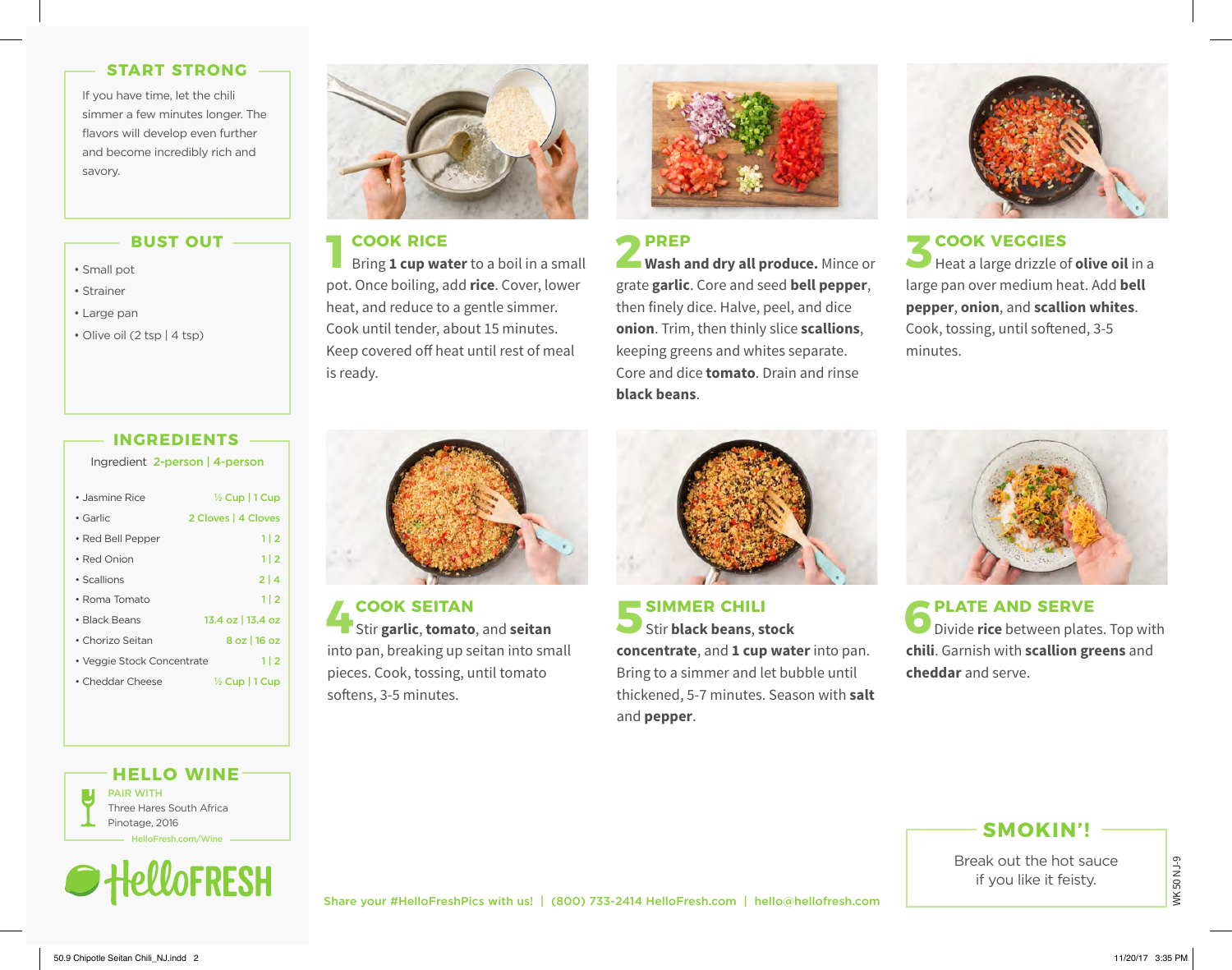## START STRONG

If you have time, let the chili simmer a few minutes longer. The flavors will develop even further and become incredibly rich and savory.

## BUST OUT

- Small pot
- Strainer
- Large pan
- Olive oil (2 tsp | 4 tsp)

## INGREDIENTS

| Ingredient | 2-person \| 4-person |
|---|---|
| Jasmine Rice | ½ Cup \| 1 Cup |
| Garlic | 2 Cloves \| 4 Cloves |
| Red Bell Pepper | 1 \| 2 |
| Red Onion | 1 \| 2 |
| Scallions | 2 \| 4 |
| Roma Tomato | 1 \| 2 |
| Black Beans | 13.4 oz \| 13.4 oz |
| Chorizo Seitan | 8 oz \| 16 oz |
| Veggie Stock Concentrate | 1 \| 2 |
| Cheddar Cheese | ½ Cup \| 1 Cup |

## HELLO WINE

PAIR WITH
Three Hares South Africa Pinotage, 2016

HelloFresh.com/Wine

HelloFRESH

## 1 COOK RICE

Bring **1 cup water** to a boil in a small pot. Once boiling, add **rice**. Cover, lower heat, and reduce to a gentle simmer. Cook until tender, about 15 minutes. Keep covered off heat until rest of meal is ready.

## 2 PREP

**Wash and dry all produce.** Mince or grate **garlic**. Core and seed **bell pepper**, then finely dice. Halve, peel, and dice **onion**. Trim, then thinly slice **scallions**, keeping greens and whites separate. Core and dice **tomato**. Drain and rinse **black beans**.

## 3 COOK VEGGIES

Heat a large drizzle of **olive oil** in a large pan over medium heat. Add **bell pepper**, **onion**, and **scallion whites**. Cook, tossing, until softened, 3-5 minutes.

## 4 COOK SEITAN

Stir **garlic**, **tomato**, and **seitan** into pan, breaking up seitan into small pieces. Cook, tossing, until tomato softens, 3-5 minutes.

## 5 SIMMER CHILI

Stir **black beans**, **stock concentrate**, and **1 cup water** into pan. Bring to a simmer and let bubble until thickened, 5-7 minutes. Season with **salt** and **pepper**.

## 6 PLATE AND SERVE

Divide **rice** between plates. Top with **chili**. Garnish with **scallion greens** and **cheddar** and serve.

## SMOKIN'!

Break out the hot sauce if you like it feisty.

WK 50 NJ-9

Share your #HelloFreshPics with us! | (800) 733-2414 HelloFresh.com | hello@hellofresh.com